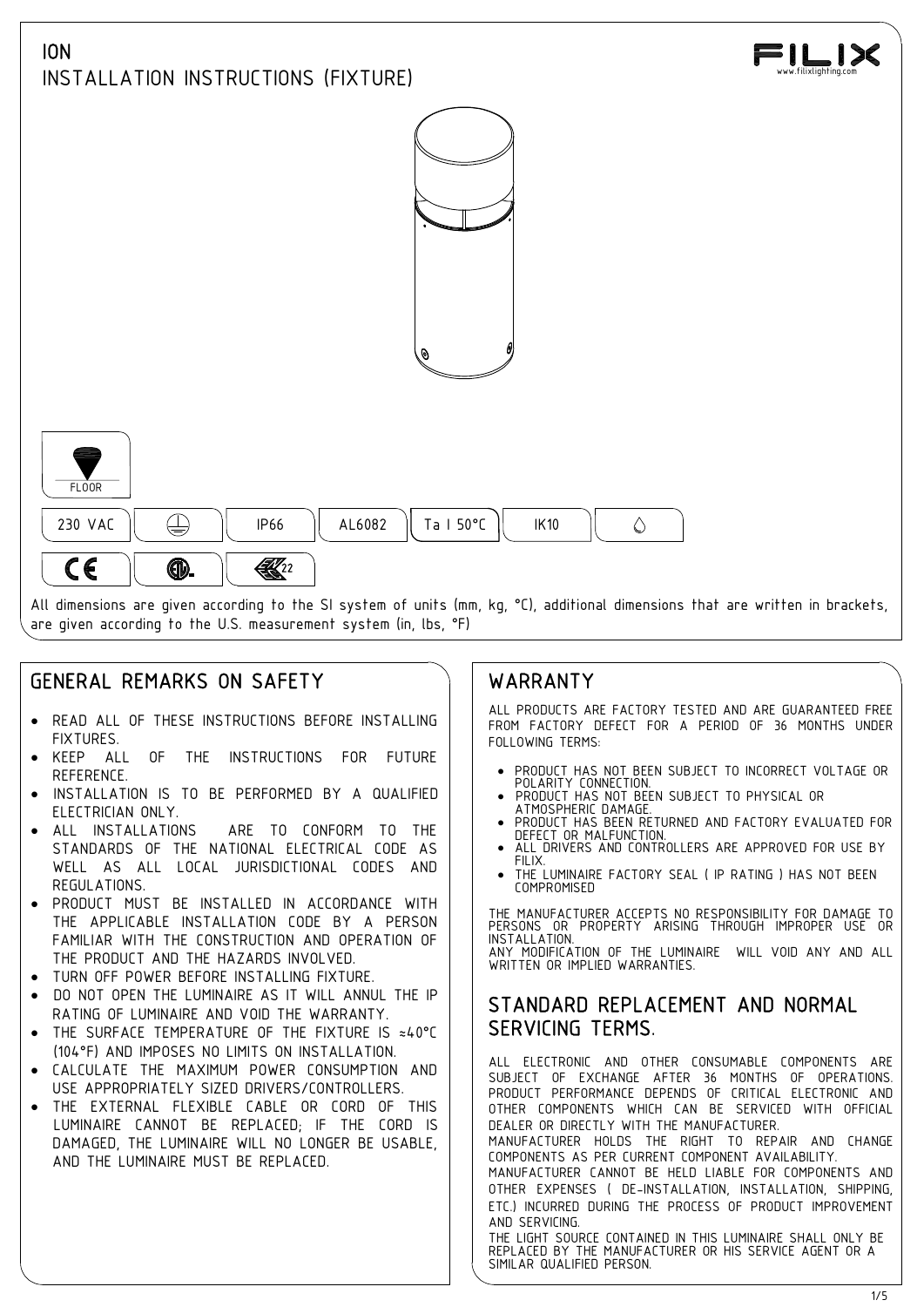# ION

## INSTALLATION INSTRUCTIONS (FIXTURE)

FILIX
www.filixlighting.com

FLOOR

| 230 VAC | ⏚ | IP66 | AL6082 | Ta I 50°C | IK10 | 💧 |
|---|---|---|---|---|---|---|

CE | ETL | EAC 22

All dimensions are given according to the SI system of units (mm, kg, °C), additional dimensions that are written in brackets, are given according to the U.S. measurement system (in, lbs, °F)

## GENERAL REMARKS ON SAFETY

- READ ALL OF THESE INSTRUCTIONS BEFORE INSTALLING FIXTURES.
- KEEP ALL OF THE INSTRUCTIONS FOR FUTURE REFERENCE.
- INSTALLATION IS TO BE PERFORMED BY A QUALIFIED ELECTRICIAN ONLY.
- ALL INSTALLATIONS ARE TO CONFORM TO THE STANDARDS OF THE NATIONAL ELECTRICAL CODE AS WELL AS ALL LOCAL JURISDICTIONAL CODES AND REGULATIONS.
- PRODUCT MUST BE INSTALLED IN ACCORDANCE WITH THE APPLICABLE INSTALLATION CODE BY A PERSON FAMILIAR WITH THE CONSTRUCTION AND OPERATION OF THE PRODUCT AND THE HAZARDS INVOLVED.
- TURN OFF POWER BEFORE INSTALLING FIXTURE.
- DO NOT OPEN THE LUMINAIRE AS IT WILL ANNUL THE IP RATING OF LUMINAIRE AND VOID THE WARRANTY.
- THE SURFACE TEMPERATURE OF THE FIXTURE IS ≈40°C (104°F) AND IMPOSES NO LIMITS ON INSTALLATION.
- CALCULATE THE MAXIMUM POWER CONSUMPTION AND USE APPROPRIATELY SIZED DRIVERS/CONTROLLERS.
- THE EXTERNAL FLEXIBLE CABLE OR CORD OF THIS LUMINAIRE CANNOT BE REPLACED; IF THE CORD IS DAMAGED, THE LUMINAIRE WILL NO LONGER BE USABLE, AND THE LUMINAIRE MUST BE REPLACED.

## WARRANTY

ALL PRODUCTS ARE FACTORY TESTED AND ARE GUARANTEED FREE FROM FACTORY DEFECT FOR A PERIOD OF 36 MONTHS UNDER FOLLOWING TERMS:

- PRODUCT HAS NOT BEEN SUBJECT TO INCORRECT VOLTAGE OR POLARITY CONNECTION.
- PRODUCT HAS NOT BEEN SUBJECT TO PHYSICAL OR ATMOSPHERIC DAMAGE.
- PRODUCT HAS BEEN RETURNED AND FACTORY EVALUATED FOR DEFECT OR MALFUNCTION.
- ALL DRIVERS AND CONTROLLERS ARE APPROVED FOR USE BY FILIX.
- THE LUMINAIRE FACTORY SEAL ( IP RATING ) HAS NOT BEEN COMPROMISED

THE MANUFACTURER ACCEPTS NO RESPONSIBILITY FOR DAMAGE TO PERSONS OR PROPERTY ARISING THROUGH IMPROPER USE OR INSTALLATION.
ANY MODIFICATION OF THE LUMINAIRE WILL VOID ANY AND ALL WRITTEN OR IMPLIED WARRANTIES.

## STANDARD REPLACEMENT AND NORMAL SERVICING TERMS.

ALL ELECTRONIC AND OTHER CONSUMABLE COMPONENTS ARE SUBJECT OF EXCHANGE AFTER 36 MONTHS OF OPERATIONS. PRODUCT PERFORMANCE DEPENDS OF CRITICAL ELECTRONIC AND OTHER COMPONENTS WHICH CAN BE SERVICED WITH OFFICIAL DEALER OR DIRECTLY WITH THE MANUFACTURER.
MANUFACTURER HOLDS THE RIGHT TO REPAIR AND CHANGE COMPONENTS AS PER CURRENT COMPONENT AVAILABILITY.
MANUFACTURER CANNOT BE HELD LIABLE FOR COMPONENTS AND OTHER EXPENSES ( DE-INSTALLATION, INSTALLATION, SHIPPING, ETC.) INCURRED DURING THE PROCESS OF PRODUCT IMPROVEMENT AND SERVICING.
THE LIGHT SOURCE CONTAINED IN THIS LUMINAIRE SHALL ONLY BE REPLACED BY THE MANUFACTURER OR HIS SERVICE AGENT OR A SIMILAR QUALIFIED PERSON.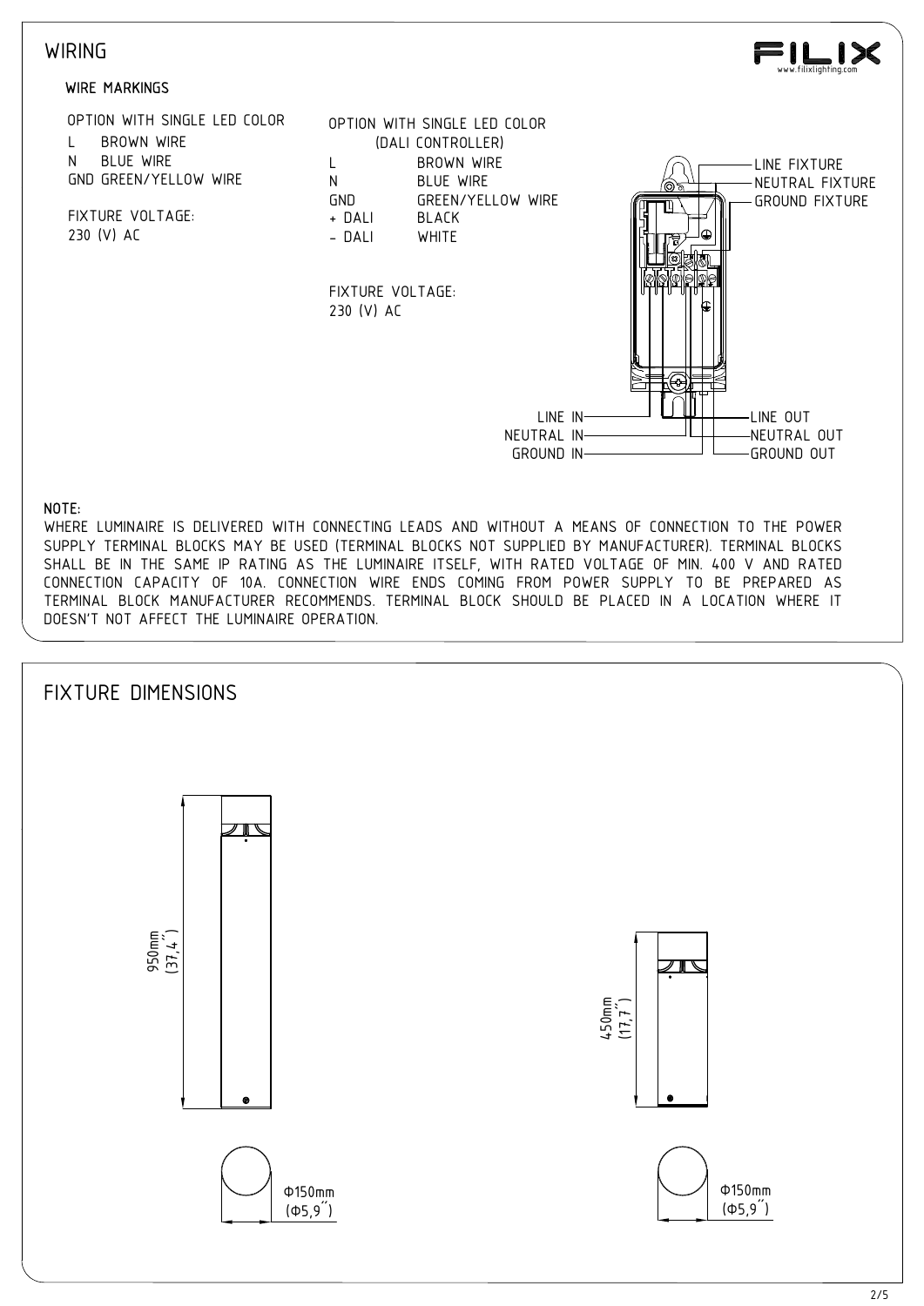# WIRING

## WIRE MARKINGS

**OPTION WITH SINGLE LED COLOR**

| | |
|---|---|
| L | BROWN WIRE |
| N | BLUE WIRE |
| GND | GREEN/YELLOW WIRE |

FIXTURE VOLTAGE:
230 (V) AC

**OPTION WITH SINGLE LED COLOR (DALI CONTROLLER)**

| | |
|---|---|
| L | BROWN WIRE |
| N | BLUE WIRE |
| GND | GREEN/YELLOW WIRE |
| + DALI | BLACK |
| - DALI | WHITE |

FIXTURE VOLTAGE:
230 (V) AC

LINE FIXTURE
NEUTRAL FIXTURE
GROUND FIXTURE

LINE IN
NEUTRAL IN
GROUND IN

LINE OUT
NEUTRAL OUT
GROUND OUT

**NOTE:**
WHERE LUMINAIRE IS DELIVERED WITH CONNECTING LEADS AND WITHOUT A MEANS OF CONNECTION TO THE POWER SUPPLY TERMINAL BLOCKS MAY BE USED (TERMINAL BLOCKS NOT SUPPLIED BY MANUFACTURER). TERMINAL BLOCKS SHALL BE IN THE SAME IP RATING AS THE LUMINAIRE ITSELF, WITH RATED VOLTAGE OF MIN. 400 V AND RATED CONNECTION CAPACITY OF 10A. CONNECTION WIRE ENDS COMING FROM POWER SUPPLY TO BE PREPARED AS TERMINAL BLOCK MANUFACTURER RECOMMENDS. TERMINAL BLOCK SHOULD BE PLACED IN A LOCATION WHERE IT DOESN'T NOT AFFECT THE LUMINAIRE OPERATION.

# FIXTURE DIMENSIONS

950mm (37,4")

Φ150mm (Φ5,9")

450mm (17,7")

Φ150mm (Φ5,9")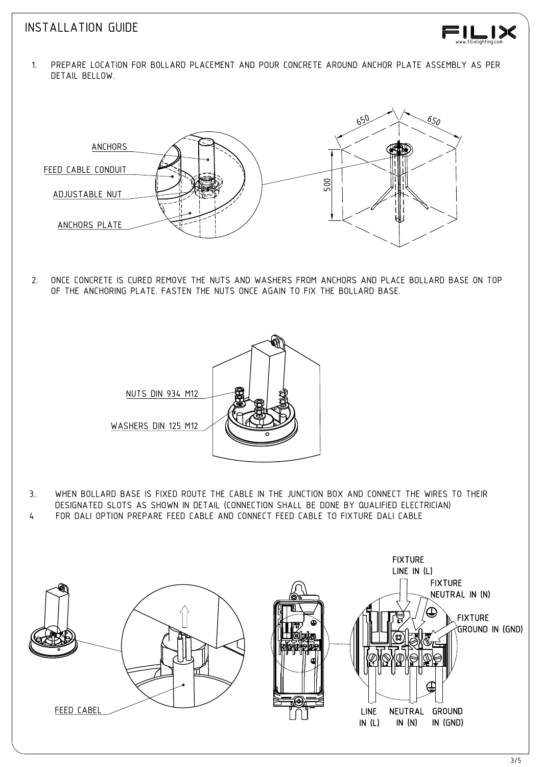# INSTALLATION GUIDE

1. PREPARE LOCATION FOR BOLLARD PLACEMENT AND POUR CONCRETE AROUND ANCHOR PLATE ASSEMBLY AS PER DETAIL BELLOW.

ANCHORS

FEED CABLE CONDUIT

ADJUSTABLE NUT

ANCHORS PLATE

650 650

500

2. ONCE CONCRETE IS CURED REMOVE THE NUTS AND WASHERS FROM ANCHORS AND PLACE BOLLARD BASE ON TOP OF THE ANCHORING PLATE. FASTEN THE NUTS ONCE AGAIN TO FIX THE BOLLARD BASE.

NUTS DIN 934 M12

WASHERS DIN 125 M12

3. WHEN BOLLARD BASE IS FIXED ROUTE THE CABLE IN THE JUNCTION BOX AND CONNECT THE WIRES TO THEIR DESIGNATED SLOTS AS SHOWN IN DETAIL (CONNECTION SHALL BE DONE BY QUALIFIED ELECTRICIAN)
4. FOR DALI OPTION PREPARE FEED CABLE AND CONNECT FEED CABLE TO FIXTURE DALI CABLE

FEED CABEL

FIXTURE LINE IN (L)

FIXTURE NEUTRAL IN (N)

FIXTURE GROUND IN (GND)

LINE IN (L)

NEUTRAL IN (N)

GROUND IN (GND)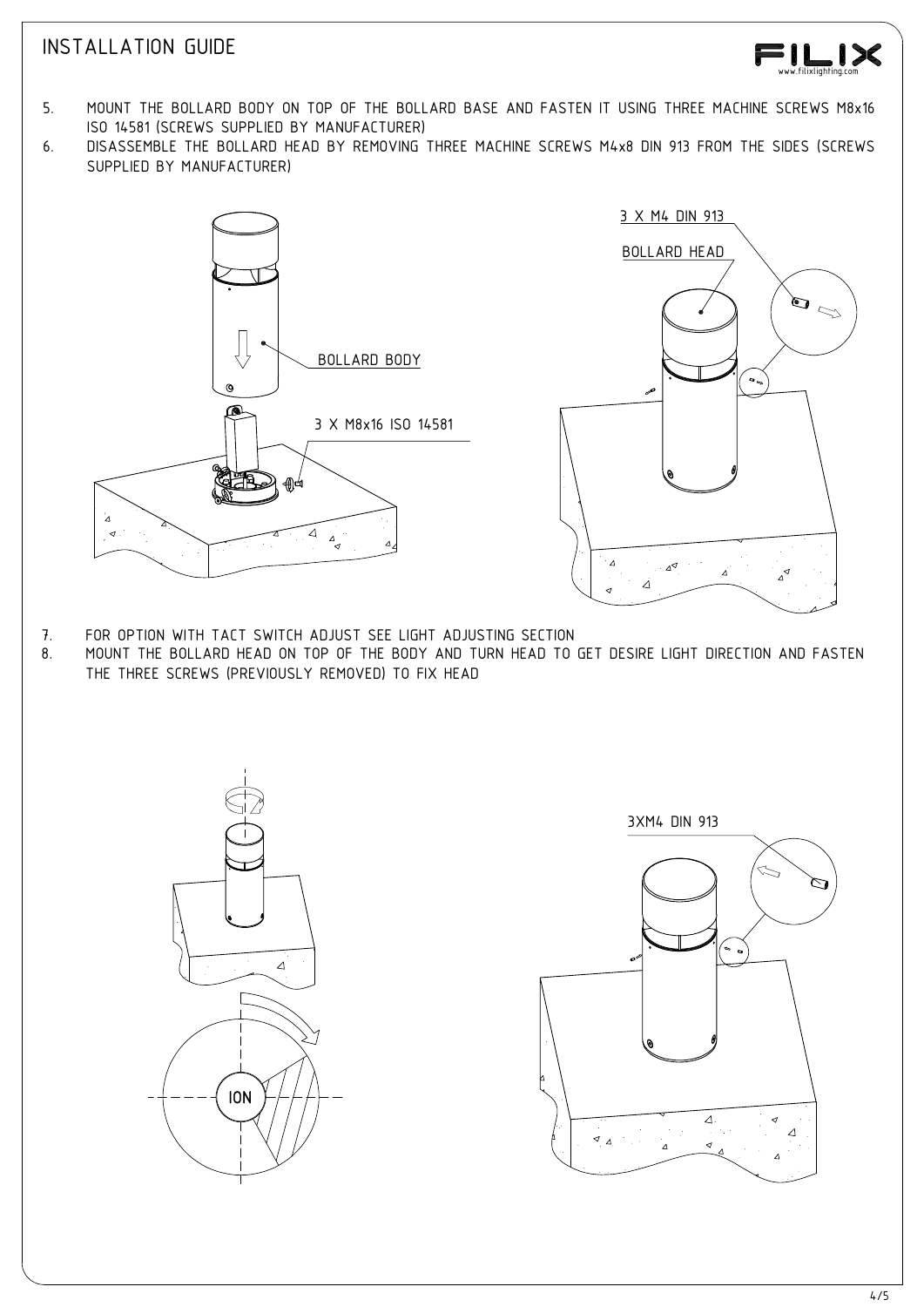# INSTALLATION GUIDE

5. MOUNT THE BOLLARD BODY ON TOP OF THE BOLLARD BASE AND FASTEN IT USING THREE MACHINE SCREWS M8x16 ISO 14581 (SCREWS SUPPLIED BY MANUFACTURER)
6. DISASSEMBLE THE BOLLARD HEAD BY REMOVING THREE MACHINE SCREWS M4x8 DIN 913 FROM THE SIDES (SCREWS SUPPLIED BY MANUFACTURER)

BOLLARD BODY

3 X M8x16 ISO 14581

3 X M4 DIN 913

BOLLARD HEAD

7. FOR OPTION WITH TACT SWITCH ADJUST SEE LIGHT ADJUSTING SECTION
8. MOUNT THE BOLLARD HEAD ON TOP OF THE BODY AND TURN HEAD TO GET DESIRE LIGHT DIRECTION AND FASTEN THE THREE SCREWS (PREVIOUSLY REMOVED) TO FIX HEAD

ION

3XM4 DIN 913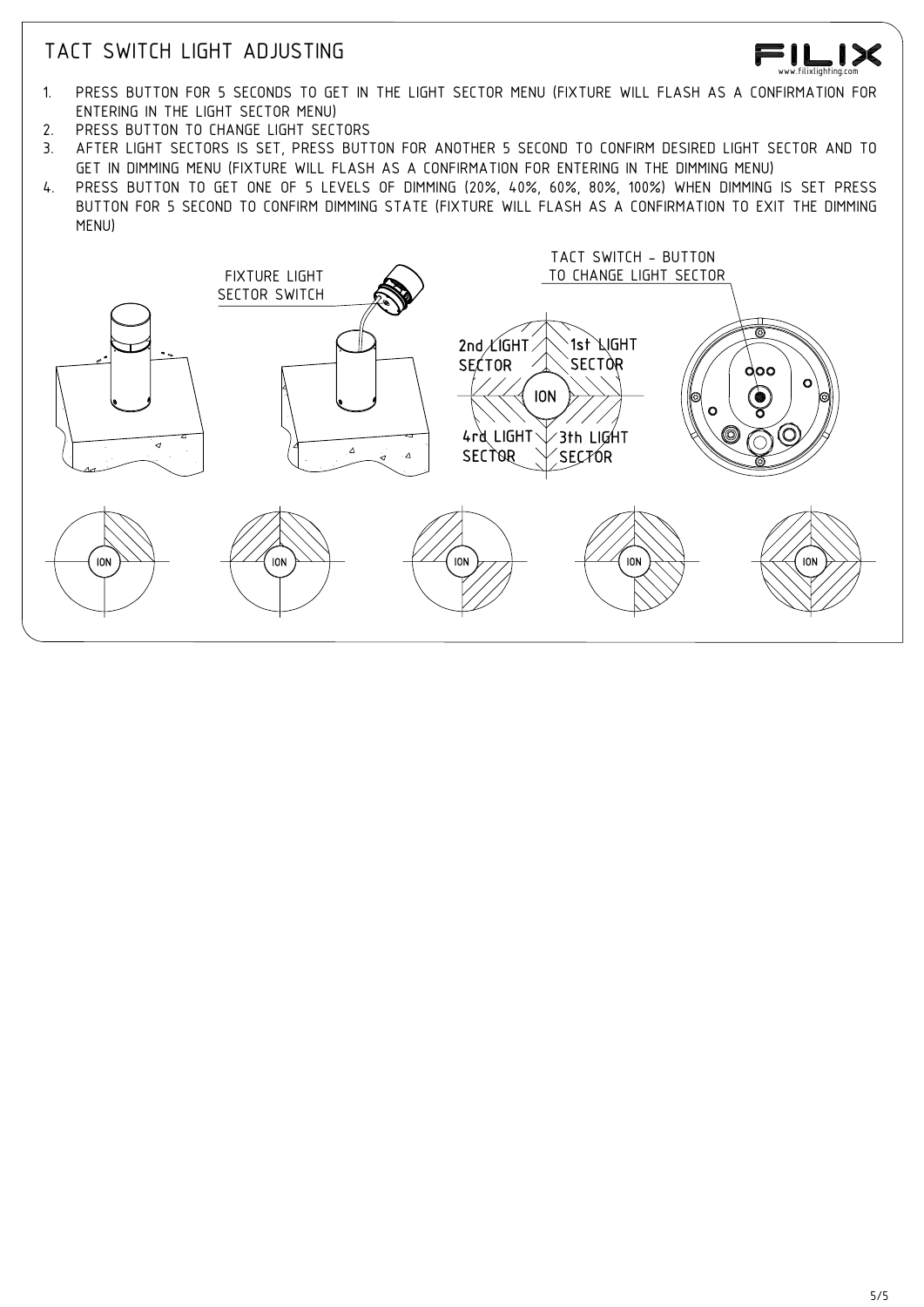# TACT SWITCH LIGHT ADJUSTING

1. PRESS BUTTON FOR 5 SECONDS TO GET IN THE LIGHT SECTOR MENU (FIXTURE WILL FLASH AS A CONFIRMATION FOR ENTERING IN THE LIGHT SECTOR MENU)
2. PRESS BUTTON TO CHANGE LIGHT SECTORS
3. AFTER LIGHT SECTORS IS SET, PRESS BUTTON FOR ANOTHER 5 SECOND TO CONFIRM DESIRED LIGHT SECTOR AND TO GET IN DIMMING MENU (FIXTURE WILL FLASH AS A CONFIRMATION FOR ENTERING IN THE DIMMING MENU)
4. PRESS BUTTON TO GET ONE OF 5 LEVELS OF DIMMING (20%, 40%, 60%, 80%, 100%) WHEN DIMMING IS SET PRESS BUTTON FOR 5 SECOND TO CONFIRM DIMMING STATE (FIXTURE WILL FLASH AS A CONFIRMATION TO EXIT THE DIMMING MENU)

FIXTURE LIGHT SECTOR SWITCH

TACT SWITCH - BUTTON TO CHANGE LIGHT SECTOR

2nd LIGHT SECTOR

1st LIGHT SECTOR

ION

4rd LIGHT SECTOR

3th LIGHT SECTOR

ION

ION

ION

ION

ION